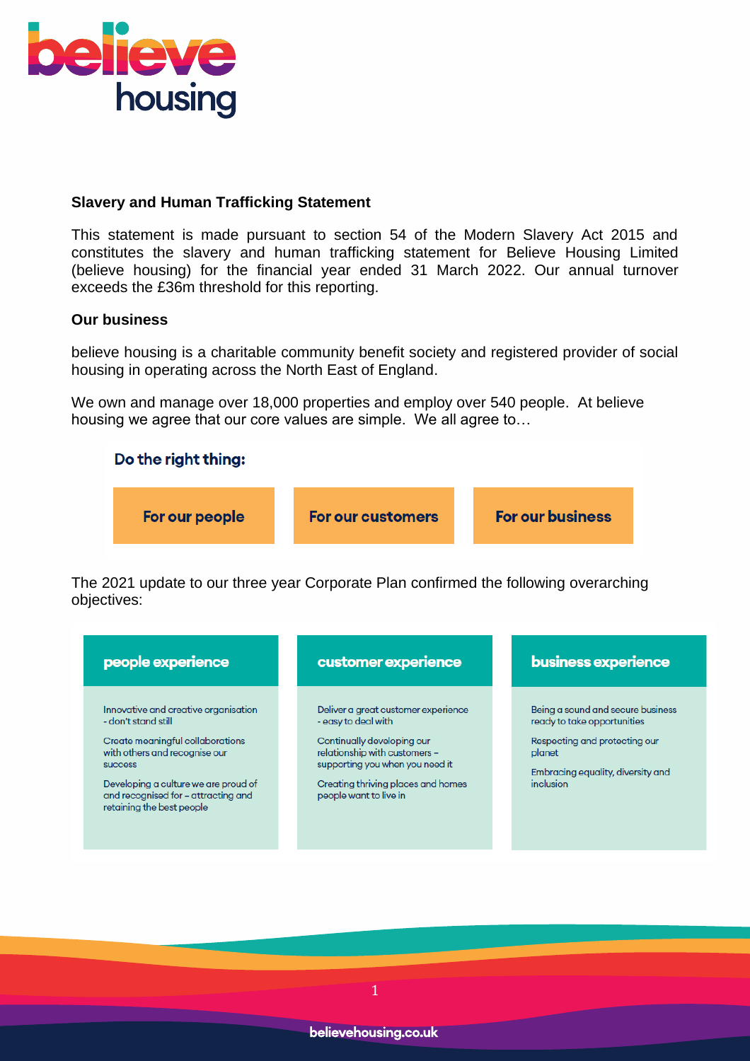# Slavery and Human Trafficking Statement

This statement is made pursuant to section 54 of the Modern Slavery Act 2015 and constitutes the slavery and human trafficking statement for Believe Housing Limited (believe housing) for the financial year ended 31 March 2022. Our annual turnover exceeds the £36m threshold for this reporting.

## Our business

believe housing is a charitable community benefit society and registered provider of social housing in operating across the North East of England.

We own and manage over 18,000 properties and employ over 540 people. At believe housing we agree that our core values are simple. We all agree to…

**Do the right thing:**

| For our people | For our customers | For our business |
| --- | --- | --- |

The 2021 update to our three year Corporate Plan confirmed the following overarching objectives:

| people experience | customer experience | business experience |
| --- | --- | --- |
| Innovative and creative organisation - don't stand still | Deliver a great customer experience - easy to deal with | Being a sound and secure business ready to take opportunities |
| Create meaningful collaborations with others and recognise our success | Continually developing our relationship with customers – supporting you when you need it | Respecting and protecting our planet |
| Developing a culture we are proud of and recognised for – attracting and retaining the best people | Creating thriving places and homes people want to live in | Embracing equality, diversity and inclusion |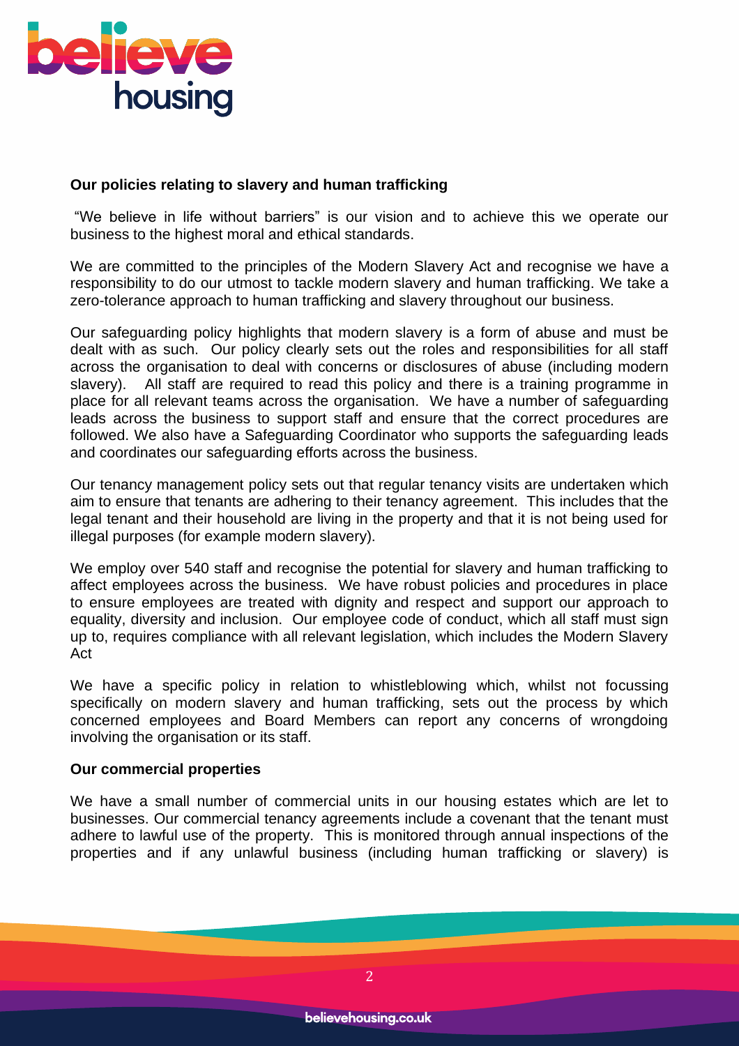**Our policies relating to slavery and human trafficking**

"We believe in life without barriers" is our vision and to achieve this we operate our business to the highest moral and ethical standards.

We are committed to the principles of the Modern Slavery Act and recognise we have a responsibility to do our utmost to tackle modern slavery and human trafficking. We take a zero-tolerance approach to human trafficking and slavery throughout our business.

Our safeguarding policy highlights that modern slavery is a form of abuse and must be dealt with as such. Our policy clearly sets out the roles and responsibilities for all staff across the organisation to deal with concerns or disclosures of abuse (including modern slavery). All staff are required to read this policy and there is a training programme in place for all relevant teams across the organisation. We have a number of safeguarding leads across the business to support staff and ensure that the correct procedures are followed. We also have a Safeguarding Coordinator who supports the safeguarding leads and coordinates our safeguarding efforts across the business.

Our tenancy management policy sets out that regular tenancy visits are undertaken which aim to ensure that tenants are adhering to their tenancy agreement. This includes that the legal tenant and their household are living in the property and that it is not being used for illegal purposes (for example modern slavery).

We employ over 540 staff and recognise the potential for slavery and human trafficking to affect employees across the business. We have robust policies and procedures in place to ensure employees are treated with dignity and respect and support our approach to equality, diversity and inclusion. Our employee code of conduct, which all staff must sign up to, requires compliance with all relevant legislation, which includes the Modern Slavery Act

We have a specific policy in relation to whistleblowing which, whilst not focussing specifically on modern slavery and human trafficking, sets out the process by which concerned employees and Board Members can report any concerns of wrongdoing involving the organisation or its staff.

**Our commercial properties**

We have a small number of commercial units in our housing estates which are let to businesses. Our commercial tenancy agreements include a covenant that the tenant must adhere to lawful use of the property. This is monitored through annual inspections of the properties and if any unlawful business (including human trafficking or slavery) is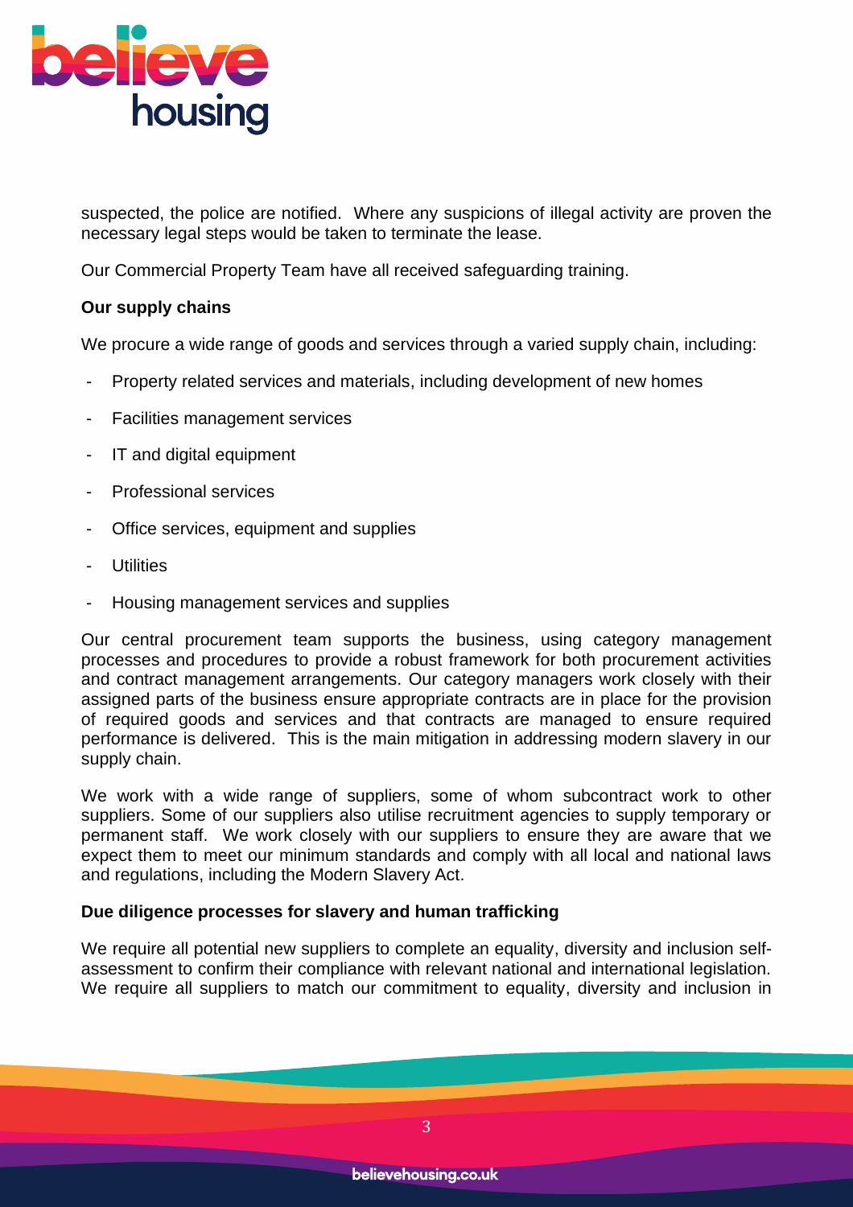suspected, the police are notified. Where any suspicions of illegal activity are proven the necessary legal steps would be taken to terminate the lease.

Our Commercial Property Team have all received safeguarding training.

**Our supply chains**

We procure a wide range of goods and services through a varied supply chain, including:

- Property related services and materials, including development of new homes
- Facilities management services
- IT and digital equipment
- Professional services
- Office services, equipment and supplies
- Utilities
- Housing management services and supplies

Our central procurement team supports the business, using category management processes and procedures to provide a robust framework for both procurement activities and contract management arrangements. Our category managers work closely with their assigned parts of the business ensure appropriate contracts are in place for the provision of required goods and services and that contracts are managed to ensure required performance is delivered. This is the main mitigation in addressing modern slavery in our supply chain.

We work with a wide range of suppliers, some of whom subcontract work to other suppliers. Some of our suppliers also utilise recruitment agencies to supply temporary or permanent staff. We work closely with our suppliers to ensure they are aware that we expect them to meet our minimum standards and comply with all local and national laws and regulations, including the Modern Slavery Act.

**Due diligence processes for slavery and human trafficking**

We require all potential new suppliers to complete an equality, diversity and inclusion self-assessment to confirm their compliance with relevant national and international legislation. We require all suppliers to match our commitment to equality, diversity and inclusion in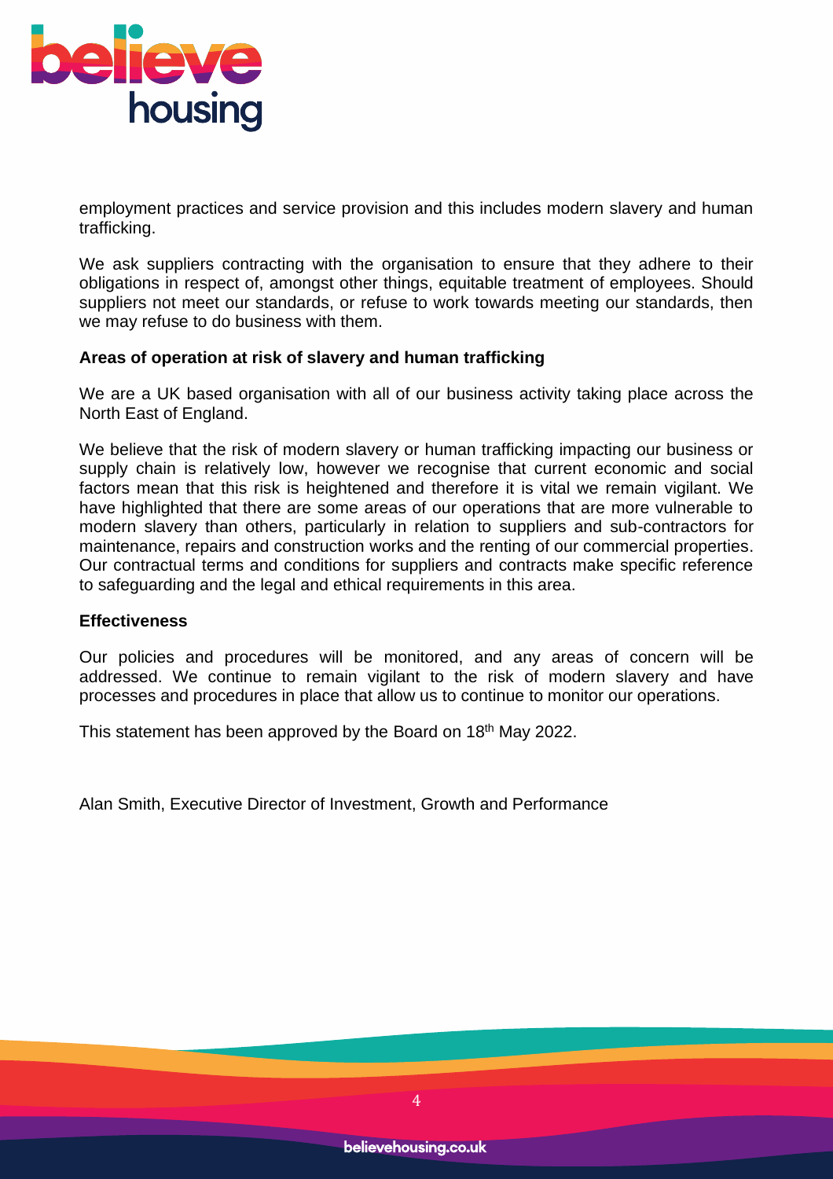employment practices and service provision and this includes modern slavery and human trafficking.

We ask suppliers contracting with the organisation to ensure that they adhere to their obligations in respect of, amongst other things, equitable treatment of employees. Should suppliers not meet our standards, or refuse to work towards meeting our standards, then we may refuse to do business with them.

**Areas of operation at risk of slavery and human trafficking**

We are a UK based organisation with all of our business activity taking place across the North East of England.

We believe that the risk of modern slavery or human trafficking impacting our business or supply chain is relatively low, however we recognise that current economic and social factors mean that this risk is heightened and therefore it is vital we remain vigilant. We have highlighted that there are some areas of our operations that are more vulnerable to modern slavery than others, particularly in relation to suppliers and sub-contractors for maintenance, repairs and construction works and the renting of our commercial properties. Our contractual terms and conditions for suppliers and contracts make specific reference to safeguarding and the legal and ethical requirements in this area.

**Effectiveness**

Our policies and procedures will be monitored, and any areas of concern will be addressed. We continue to remain vigilant to the risk of modern slavery and have processes and procedures in place that allow us to continue to monitor our operations.

This statement has been approved by the Board on 18th May 2022.

Alan Smith, Executive Director of Investment, Growth and Performance